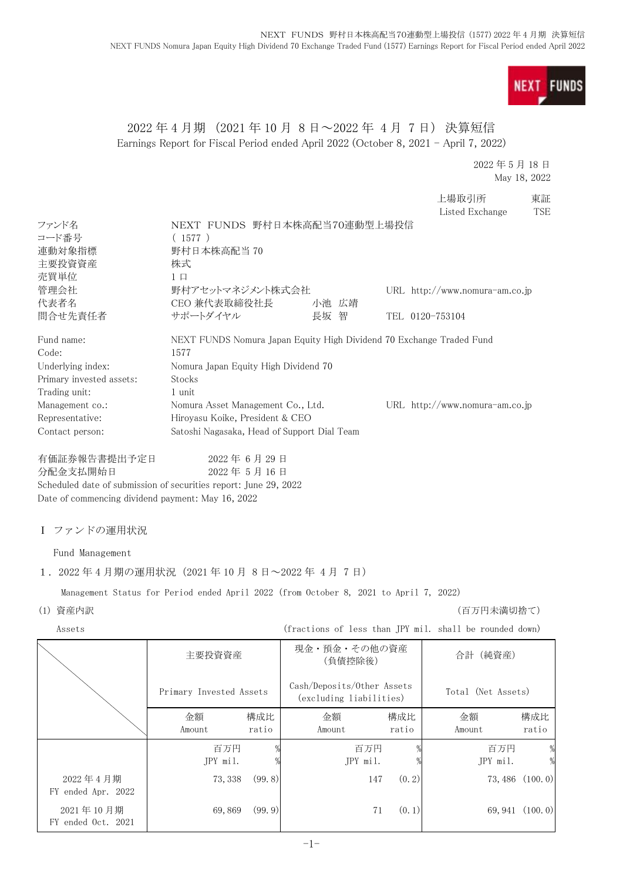# 2022 年 4 月期（2021 年 10 月 8 日～2022 年 4 月 7 日）決算短信

Earnings Report for Fiscal Period ended April 2022 (October 8, 2021 - April 7, 2022)

2022 年 5 月 18 日
May 18, 2022

| | |
|---|---|
| 上場取引所 | 東証 |
| Listed Exchange | TSE |

| | | | |
|---|---|---|---|
| ファンド名 | NEXT FUNDS 野村日本株高配当70連動型上場投信 | | |
| コード番号 | ( 1577 ) | | |
| 連動対象指標 | 野村日本株高配当 70 | | |
| 主要投資資産 | 株式 | | |
| 売買単位 | 1 口 | | |
| 管理会社 | 野村アセットマネジメント株式会社 | | URL http://www.nomura-am.co.jp |
| 代表者名 | CEO 兼代表取締役社長 | 小池 広靖 | |
| 問合せ先責任者 | サポートダイヤル | 長坂 智 | TEL 0120-753104 |

| | | |
|---|---|---|
| Fund name: | NEXT FUNDS Nomura Japan Equity High Dividend 70 Exchange Traded Fund | |
| Code: | 1577 | |
| Underlying index: | Nomura Japan Equity High Dividend 70 | |
| Primary invested assets: | Stocks | |
| Trading unit: | 1 unit | |
| Management co.: | Nomura Asset Management Co., Ltd. | URL http://www.nomura-am.co.jp |
| Representative: | Hiroyasu Koike, President & CEO | |
| Contact person: | Satoshi Nagasaka, Head of Support Dial Team | |

有価証券報告書提出予定日　　2022 年 6 月 29 日
分配金支払開始日　　2022 年 5 月 16 日
Scheduled date of submission of securities report: June 29, 2022
Date of commencing dividend payment: May 16, 2022

## Ⅰ ファンドの運用状況

Fund Management

### 1．2022 年 4 月期の運用状況（2021 年 10 月 8 日～2022 年 4 月 7 日）

Management Status for Period ended April 2022 (from October 8, 2021 to April 7, 2022)

(1) 資産内訳　　（百万円未満切捨て）

Assets　　(fractions of less than JPY mil. shall be rounded down)

| | 主要投資資産 Primary Invested Assets | | 現金・預金・その他の資産（負債控除後） Cash/Deposits/Other Assets (excluding liabilities) | | 合計（純資産） Total (Net Assets) | |
|---|---|---|---|---|---|---|
| | 金額 Amount | 構成比 ratio | 金額 Amount | 構成比 ratio | 金額 Amount | 構成比 ratio |
| | 百万円 JPY mil. | % | 百万円 JPY mil. | % | 百万円 JPY mil. | % |
| 2022 年 4 月期 FY ended Apr. 2022 | 73,338 | (99.8) | 147 | (0.2) | 73,486 | (100.0) |
| 2021 年 10 月期 FY ended Oct. 2021 | 69,869 | (99.9) | 71 | (0.1) | 69,941 | (100.0) |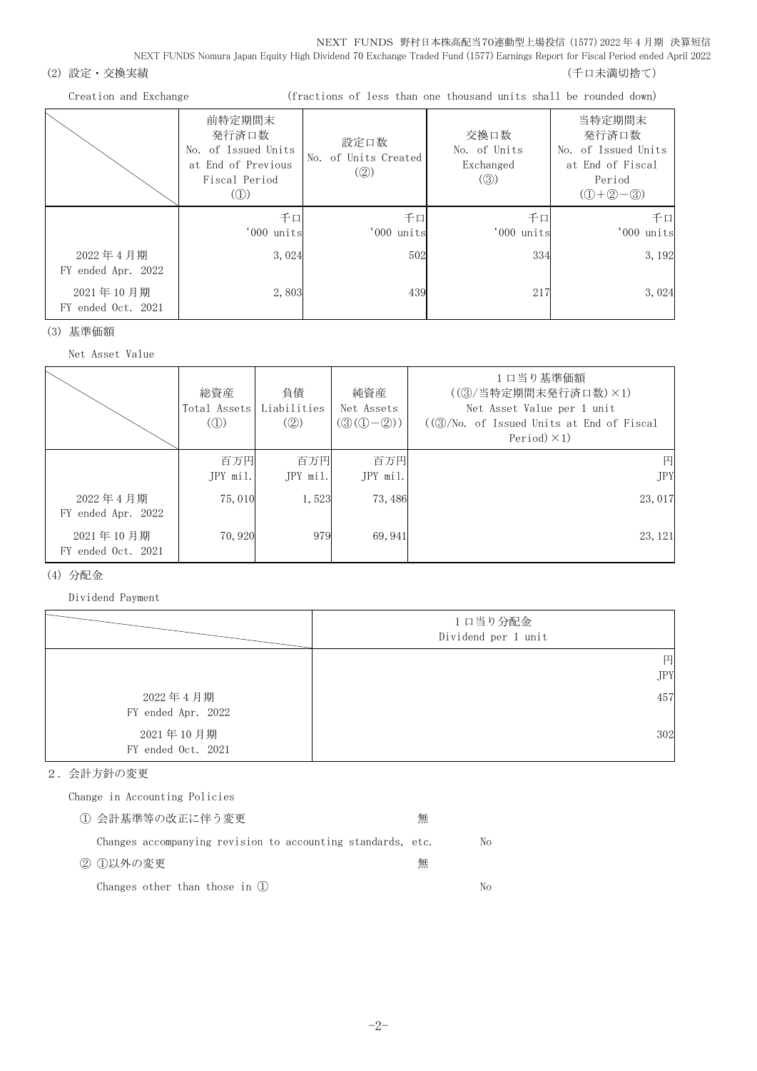(2) 設定・交換実績　(千口未満切捨て)

Creation and Exchange　(fractions of less than one thousand units shall be rounded down)

| | 前特定期間末発行済口数 No. of Issued Units at End of Previous Fiscal Period (①) | 設定口数 No. of Units Created (②) | 交換口数 No. of Units Exchanged (③) | 当特定期間末発行済口数 No. of Issued Units at End of Fiscal Period (①+②−③) |
|---|---|---|---|---|
| | 千口 '000 units | 千口 '000 units | 千口 '000 units | 千口 '000 units |
| 2022年4月期 FY ended Apr. 2022 | 3,024 | 502 | 334 | 3,192 |
| 2021年10月期 FY ended Oct. 2021 | 2,803 | 439 | 217 | 3,024 |

(3) 基準価額

Net Asset Value

| | 総資産 Total Assets (①) | 負債 Liabilities (②) | 純資産 Net Assets (③(①−②)) | 1口当り基準価額 ((③/当特定期間末発行済口数)×1) Net Asset Value per 1 unit ((③/No. of Issued Units at End of Fiscal Period)×1) |
|---|---|---|---|---|
| | 百万円 JPY mil. | 百万円 JPY mil. | 百万円 JPY mil. | 円 JPY |
| 2022年4月期 FY ended Apr. 2022 | 75,010 | 1,523 | 73,486 | 23,017 |
| 2021年10月期 FY ended Oct. 2021 | 70,920 | 979 | 69,941 | 23,121 |

(4) 分配金

Dividend Payment

| | 1口当り分配金 Dividend per 1 unit |
|---|---|
| | 円 JPY |
| 2022年4月期 FY ended Apr. 2022 | 457 |
| 2021年10月期 FY ended Oct. 2021 | 302 |

2．会計方針の変更

Change in Accounting Policies

① 会計基準等の改正に伴う変更　無

Changes accompanying revision to accounting standards, etc.　No

② ①以外の変更　無

Changes other than those in ①　No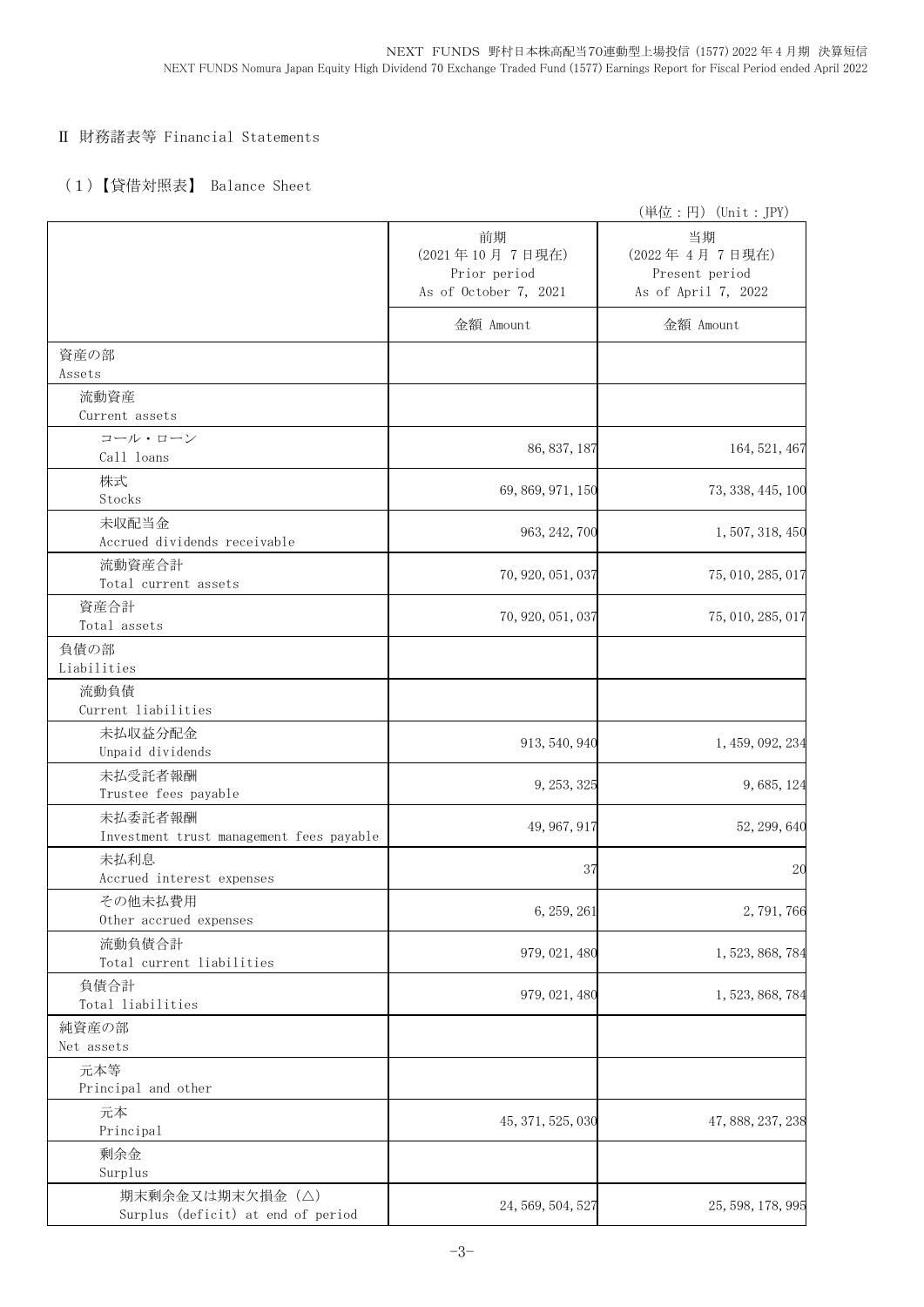## Ⅱ 財務諸表等 Financial Statements

### （1）【貸借対照表】 Balance Sheet

（単位：円）(Unit：JPY)

| | 前期<br>(2021年10月 7日現在)<br>Prior period<br>As of October 7, 2021 | 当期<br>(2022年 4月 7日現在)<br>Present period<br>As of April 7, 2022 |
|---|---|---|
| | 金額 Amount | 金額 Amount |
| 資産の部<br>Assets | | |
| 流動資産<br>Current assets | | |
| コール・ローン<br>Call loans | 86,837,187 | 164,521,467 |
| 株式<br>Stocks | 69,869,971,150 | 73,338,445,100 |
| 未収配当金<br>Accrued dividends receivable | 963,242,700 | 1,507,318,450 |
| 流動資産合計<br>Total current assets | 70,920,051,037 | 75,010,285,017 |
| 資産合計<br>Total assets | 70,920,051,037 | 75,010,285,017 |
| 負債の部<br>Liabilities | | |
| 流動負債<br>Current liabilities | | |
| 未払収益分配金<br>Unpaid dividends | 913,540,940 | 1,459,092,234 |
| 未払受託者報酬<br>Trustee fees payable | 9,253,325 | 9,685,124 |
| 未払委託者報酬<br>Investment trust management fees payable | 49,967,917 | 52,299,640 |
| 未払利息<br>Accrued interest expenses | 37 | 20 |
| その他未払費用<br>Other accrued expenses | 6,259,261 | 2,791,766 |
| 流動負債合計<br>Total current liabilities | 979,021,480 | 1,523,868,784 |
| 負債合計<br>Total liabilities | 979,021,480 | 1,523,868,784 |
| 純資産の部<br>Net assets | | |
| 元本等<br>Principal and other | | |
| 元本<br>Principal | 45,371,525,030 | 47,888,237,238 |
| 剰余金<br>Surplus | | |
| 期末剰余金又は期末欠損金（△）<br>Surplus (deficit) at end of period | 24,569,504,527 | 25,598,178,995 |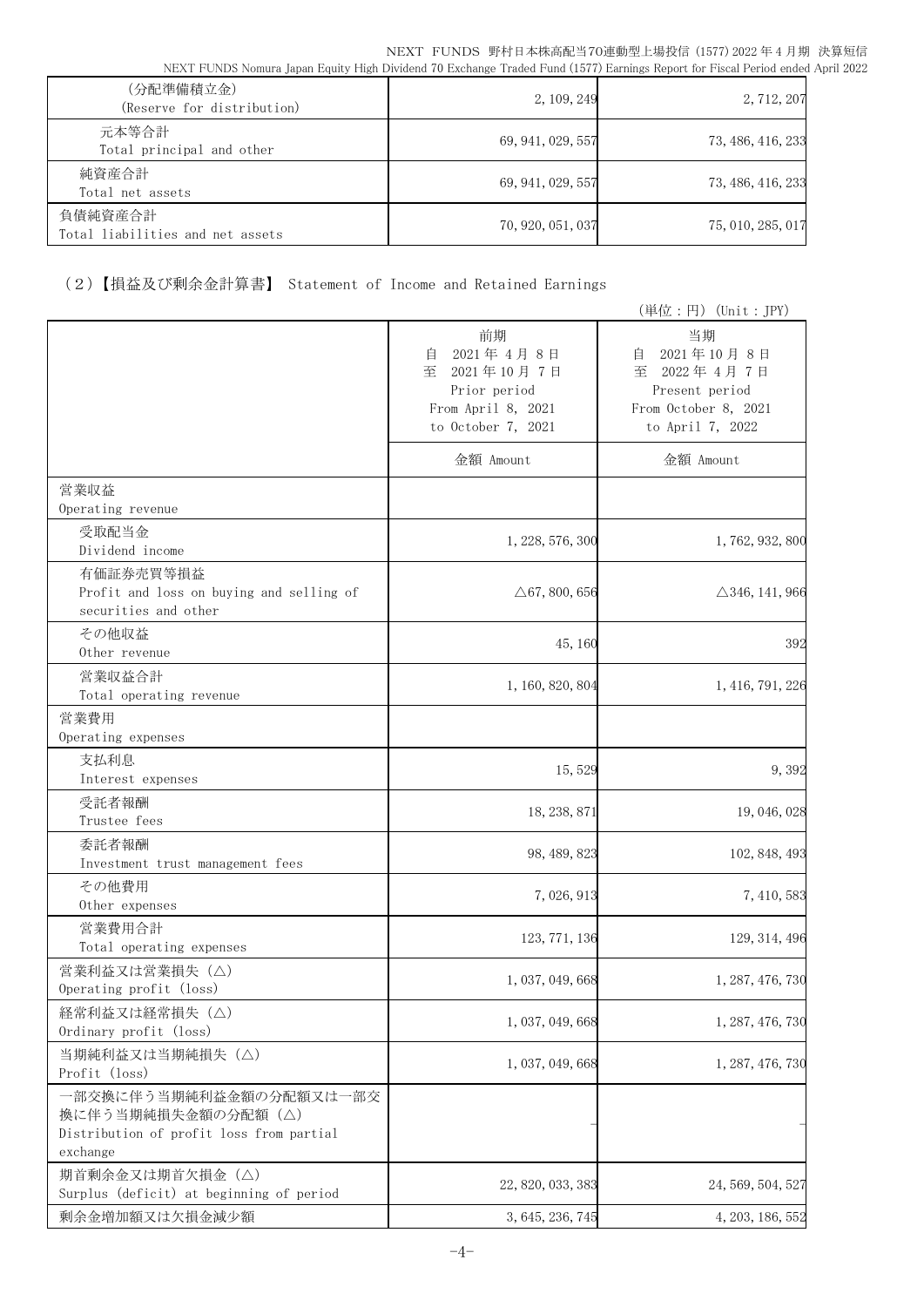| | | |
|---|---|---|
| （分配準備積立金）<br>(Reserve for distribution) | 2, 109, 249 | 2, 712, 207 |
| 元本等合計<br>Total principal and other | 69, 941, 029, 557 | 73, 486, 416, 233 |
| 純資産合計<br>Total net assets | 69, 941, 029, 557 | 73, 486, 416, 233 |
| 負債純資産合計<br>Total liabilities and net assets | 70, 920, 051, 037 | 75, 010, 285, 017 |

## （2）【損益及び剰余金計算書】 Statement of Income and Retained Earnings

（単位：円）(Unit：JPY)

| | 前期<br>自　2021年4月 8日<br>至　2021年10月 7日<br>Prior period<br>From April 8, 2021<br>to October 7, 2021 | 当期<br>自　2021年10月 8日<br>至　2022年 4月 7日<br>Present period<br>From October 8, 2021<br>to April 7, 2022 |
|---|---|---|
| | 金額 Amount | 金額 Amount |
| 営業収益<br>Operating revenue | | |
| 受取配当金<br>Dividend income | 1, 228, 576, 300 | 1, 762, 932, 800 |
| 有価証券売買等損益<br>Profit and loss on buying and selling of securities and other | △67, 800, 656 | △346, 141, 966 |
| その他収益<br>Other revenue | 45, 160 | 392 |
| 営業収益合計<br>Total operating revenue | 1, 160, 820, 804 | 1, 416, 791, 226 |
| 営業費用<br>Operating expenses | | |
| 支払利息<br>Interest expenses | 15, 529 | 9, 392 |
| 受託者報酬<br>Trustee fees | 18, 238, 871 | 19, 046, 028 |
| 委託者報酬<br>Investment trust management fees | 98, 489, 823 | 102, 848, 493 |
| その他費用<br>Other expenses | 7, 026, 913 | 7, 410, 583 |
| 営業費用合計<br>Total operating expenses | 123, 771, 136 | 129, 314, 496 |
| 営業利益又は営業損失（△）<br>Operating profit (loss) | 1, 037, 049, 668 | 1, 287, 476, 730 |
| 経常利益又は経常損失（△）<br>Ordinary profit (loss) | 1, 037, 049, 668 | 1, 287, 476, 730 |
| 当期純利益又は当期純損失（△）<br>Profit (loss) | 1, 037, 049, 668 | 1, 287, 476, 730 |
| 一部交換に伴う当期純利益金額の分配額又は一部交換に伴う当期純損失金額の分配額（△）<br>Distribution of profit loss from partial exchange | － | － |
| 期首剰余金又は期首欠損金（△）<br>Surplus (deficit) at beginning of period | 22, 820, 033, 383 | 24, 569, 504, 527 |
| 剰余金増加額又は欠損金減少額 | 3, 645, 236, 745 | 4, 203, 186, 552 |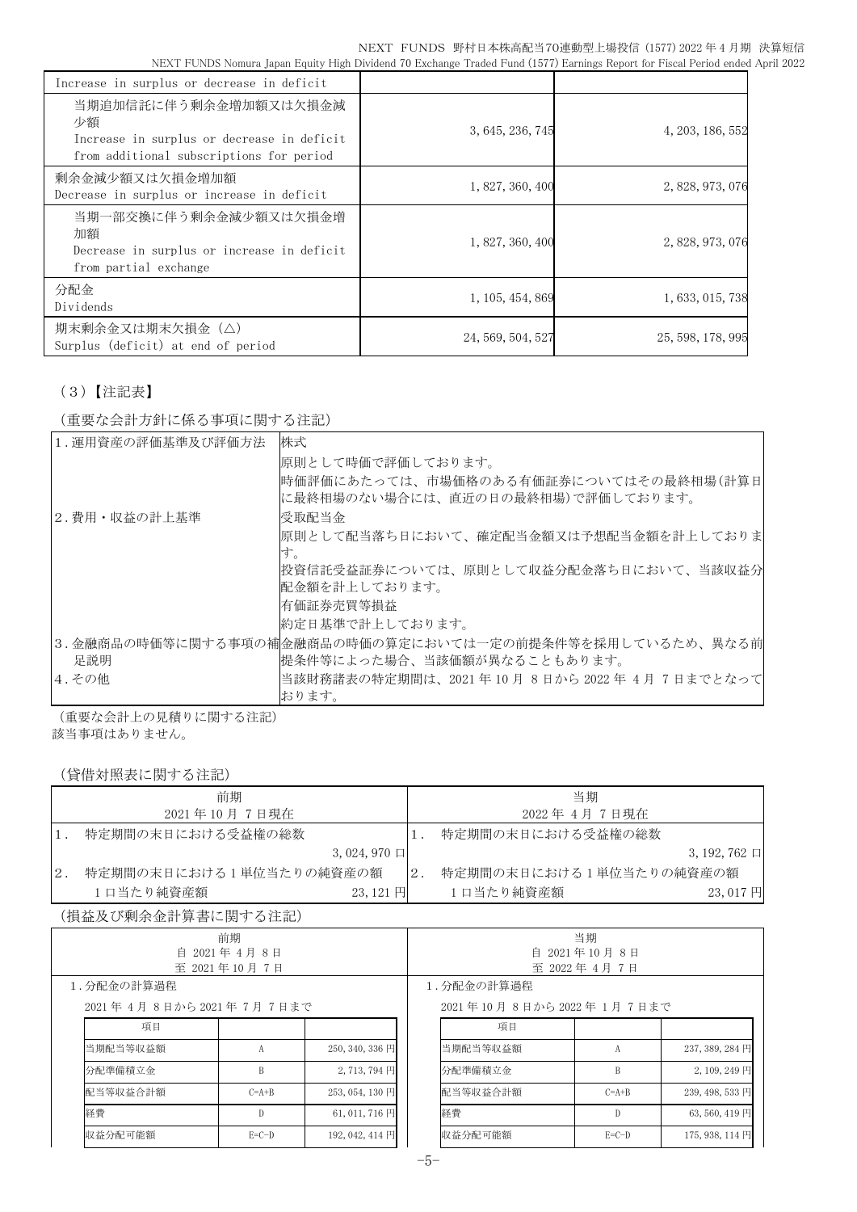| | | |
|---|---|---|
| Increase in surplus or decrease in deficit | | |
| 当期追加信託に伴う剰余金増加額又は欠損金減少額<br>Increase in surplus or decrease in deficit from additional subscriptions for period | 3,645,236,745 | 4,203,186,552 |
| 剰余金減少額又は欠損金増加額<br>Decrease in surplus or increase in deficit | 1,827,360,400 | 2,828,973,076 |
| 当期一部交換に伴う剰余金減少額又は欠損金増加額<br>Decrease in surplus or increase in deficit from partial exchange | 1,827,360,400 | 2,828,973,076 |
| 分配金<br>Dividends | 1,105,454,869 | 1,633,015,738 |
| 期末剰余金又は期末欠損金（△）<br>Surplus (deficit) at end of period | 24,569,504,527 | 25,598,178,995 |

（3）【注記表】

（重要な会計方針に係る事項に関する注記）

| | |
|---|---|
| 1.運用資産の評価基準及び評価方法 | 株式<br>原則として時価で評価しております。<br>時価評価にあたっては、市場価格のある有価証券についてはその最終相場(計算日に最終相場のない場合には、直近の日の最終相場)で評価しております。 |
| 2.費用・収益の計上基準 | 受取配当金<br>原則として配当落ち日において、確定配当金額又は予想配当金額を計上しております。<br>投資信託受益証券については、原則として収益分配金落ち日において、当該収益分配金額を計上しております。<br>有価証券売買等損益<br>約定日基準で計上しております。 |
| 3.金融商品の時価等に関する事項の補足説明 | 金融商品の時価の算定においては一定の前提条件等を採用しているため、異なる前提条件等によった場合、当該価額が異なることもあります。 |
| 4.その他 | 当該財務諸表の特定期間は、2021年10月 8日から2022年 4月 7日までとなっております。 |

（重要な会計上の見積りに関する注記）
該当事項はありません。

（貸借対照表に関する注記）

| 前期<br>2021年10月 7日現在 | | 当期<br>2022年 4月 7日現在 | |
|---|---|---|---|
| 1. 特定期間の末日における受益権の総数 | 3,024,970口 | 1. 特定期間の末日における受益権の総数 | 3,192,762口 |
| 2. 特定期間の末日における1単位当たりの純資産の額<br>1口当たり純資産額 | 23,121円 | 2. 特定期間の末日における1単位当たりの純資産の額<br>1口当たり純資産額 | 23,017円 |

（損益及び剰余金計算書に関する注記）

前期
自 2021年 4月 8日
至 2021年10月 7日

1.分配金の計算過程

2021年 4月 8日から2021年 7月 7日まで

| 項目 | | |
|---|---|---|
| 当期配当等収益額 | A | 250,340,336円 |
| 分配準備積立金 | B | 2,713,794円 |
| 配当等収益合計額 | C=A+B | 253,054,130円 |
| 経費 | D | 61,011,716円 |
| 収益分配可能額 | E=C-D | 192,042,414円 |

当期
自 2021年10月 8日
至 2022年 4月 7日

1.分配金の計算過程

2021年10月 8日から2022年 1月 7日まで

| 項目 | | |
|---|---|---|
| 当期配当等収益額 | A | 237,389,284円 |
| 分配準備積立金 | B | 2,109,249円 |
| 配当等収益合計額 | C=A+B | 239,498,533円 |
| 経費 | D | 63,560,419円 |
| 収益分配可能額 | E=C-D | 175,938,114円 |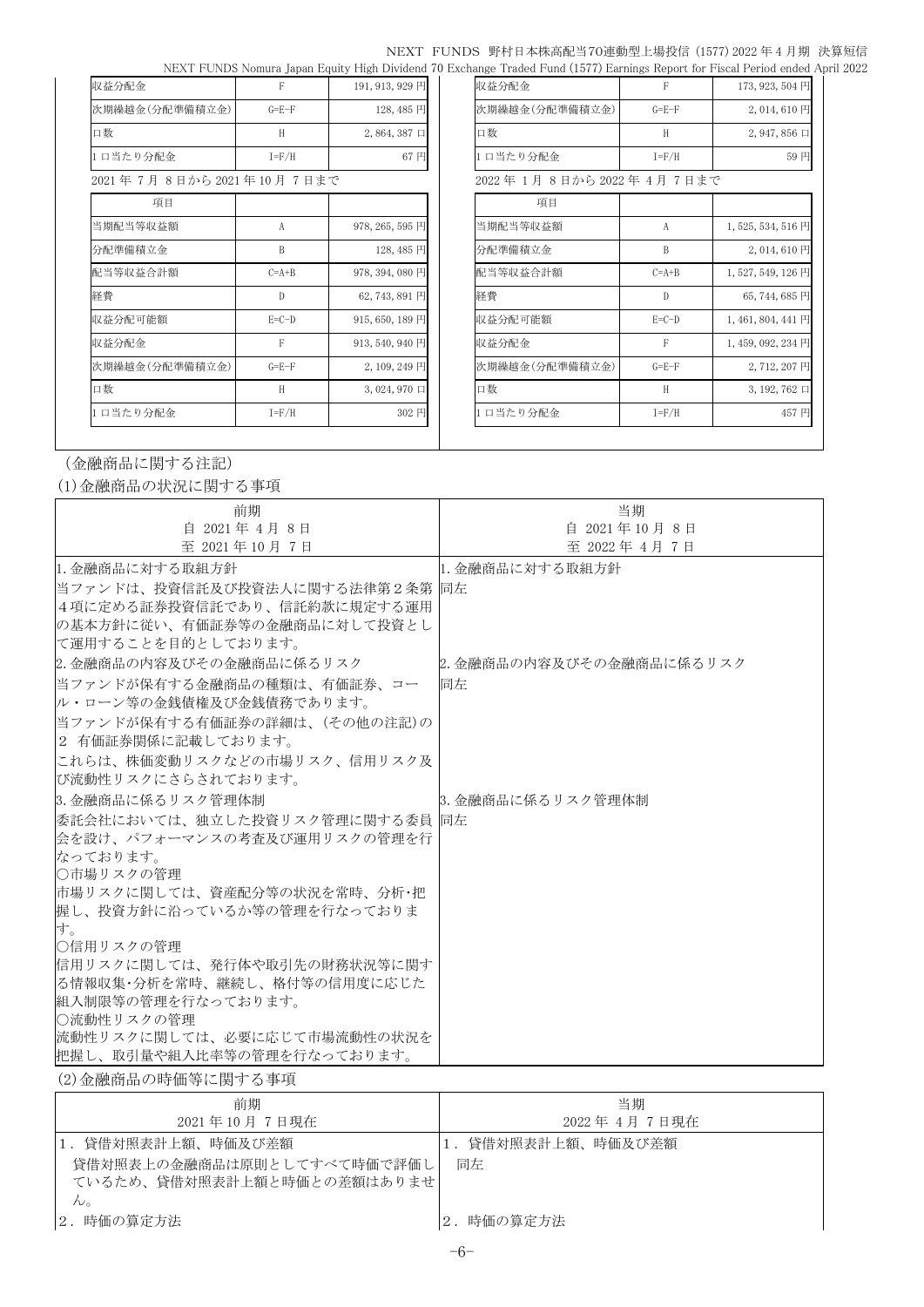| | | |
|---|---|---|
| 収益分配金 | F | 191,913,929 円 |
| 次期繰越金(分配準備積立金) | G=E-F | 128,485 円 |
| 口数 | H | 2,864,387 口 |
| 1 口当たり分配金 | I=F/H | 67 円 |

| | | |
|---|---|---|
| 収益分配金 | F | 173,923,504 円 |
| 次期繰越金(分配準備積立金) | G=E-F | 2,014,610 円 |
| 口数 | H | 2,947,856 口 |
| 1 口当たり分配金 | I=F/H | 59 円 |

2021 年 7 月 8 日から 2021 年 10 月 7 日まで

| 項目 | | |
|---|---|---|
| 当期配当等収益額 | A | 978,265,595 円 |
| 分配準備積立金 | B | 128,485 円 |
| 配当等収益合計額 | C=A+B | 978,394,080 円 |
| 経費 | D | 62,743,891 円 |
| 収益分配可能額 | E=C-D | 915,650,189 円 |
| 収益分配金 | F | 913,540,940 円 |
| 次期繰越金(分配準備積立金) | G=E-F | 2,109,249 円 |
| 口数 | H | 3,024,970 口 |
| 1 口当たり分配金 | I=F/H | 302 円 |

2022 年 1 月 8 日から 2022 年 4 月 7 日まで

| 項目 | | |
|---|---|---|
| 当期配当等収益額 | A | 1,525,534,516 円 |
| 分配準備積立金 | B | 2,014,610 円 |
| 配当等収益合計額 | C=A+B | 1,527,549,126 円 |
| 経費 | D | 65,744,685 円 |
| 収益分配可能額 | E=C-D | 1,461,804,441 円 |
| 収益分配金 | F | 1,459,092,234 円 |
| 次期繰越金(分配準備積立金) | G=E-F | 2,712,207 円 |
| 口数 | H | 3,192,762 口 |
| 1 口当たり分配金 | I=F/H | 457 円 |

（金融商品に関する注記）

(1)金融商品の状況に関する事項

| 前期<br>自 2021 年 4 月 8 日<br>至 2021 年 10 月 7 日 | 当期<br>自 2021 年 10 月 8 日<br>至 2022 年 4 月 7 日 |
|---|---|
| 1.金融商品に対する取組方針<br>当ファンドは、投資信託及び投資法人に関する法律第２条第４項に定める証券投資信託であり、信託約款に規定する運用の基本方針に従い、有価証券等の金融商品に対して投資として運用することを目的としております。 | 1.金融商品に対する取組方針<br>同左 |
| 2.金融商品の内容及びその金融商品に係るリスク<br>当ファンドが保有する金融商品の種類は、有価証券、コール・ローン等の金銭債権及び金銭債務であります。<br>当ファンドが保有する有価証券の詳細は、(その他の注記)の2 有価証券関係に記載しております。<br>これらは、株価変動リスクなどの市場リスク、信用リスク及び流動性リスクにさらされております。 | 2.金融商品の内容及びその金融商品に係るリスク<br>同左 |
| 3.金融商品に係るリスク管理体制<br>委託会社においては、独立した投資リスク管理に関する委員会を設け、パフォーマンスの考査及び運用リスクの管理を行なっております。<br>○市場リスクの管理<br>市場リスクに関しては、資産配分等の状況を常時、分析･把握し、投資方針に沿っているか等の管理を行なっております。<br>○信用リスクの管理<br>信用リスクに関しては、発行体や取引先の財務状況等に関する情報収集･分析を常時、継続し、格付等の信用度に応じた組入制限等の管理を行なっております。<br>○流動性リスクの管理<br>流動性リスクに関しては、必要に応じて市場流動性の状況を把握し、取引量や組入比率等の管理を行なっております。 | 3.金融商品に係るリスク管理体制<br>同左 |

(2)金融商品の時価等に関する事項

| 前期<br>2021 年 10 月 7 日現在 | 当期<br>2022 年 4 月 7 日現在 |
|---|---|
| 1．貸借対照表計上額、時価及び差額<br>貸借対照表上の金融商品は原則としてすべて時価で評価しているため、貸借対照表計上額と時価との差額はありません。 | 1．貸借対照表計上額、時価及び差額<br>同左 |
| 2．時価の算定方法 | 2．時価の算定方法 |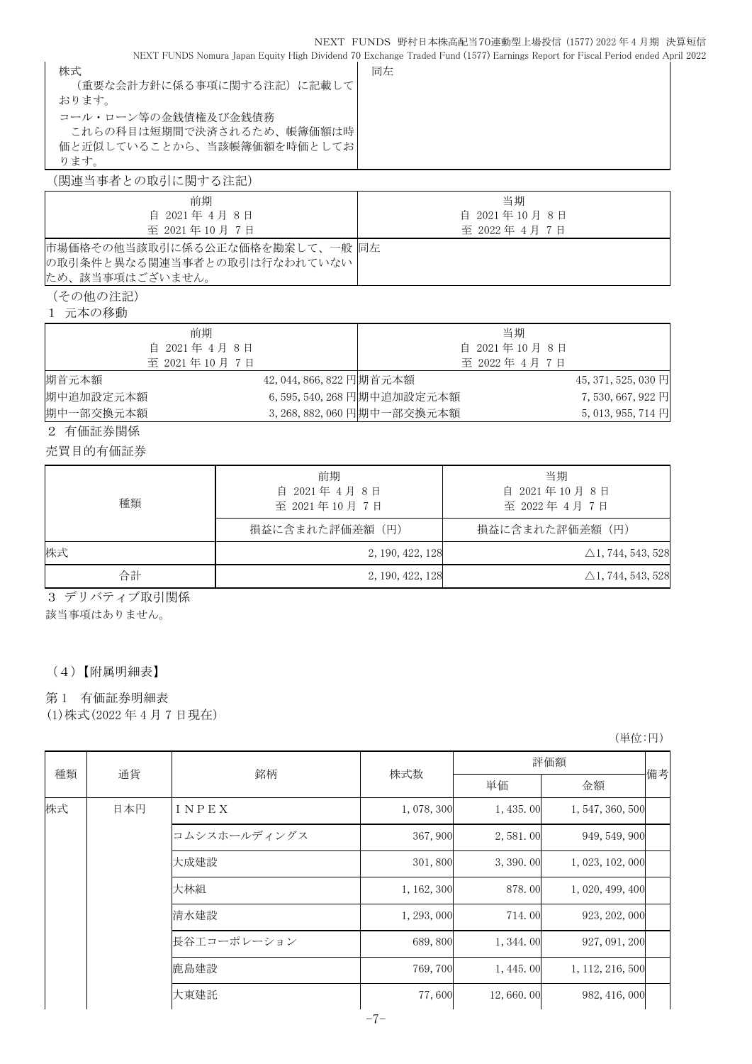| | |
|---|---|
| 株式<br>（重要な会計方針に係る事項に関する注記）に記載しております。<br>コール・ローン等の金銭債権及び金銭債務<br>これらの科目は短期間で決済されるため、帳簿価額は時価と近似していることから、当該帳簿価額を時価としております。 | 同左 |

（関連当事者との取引に関する注記）

| 前期<br>自 2021年4月8日<br>至 2021年10月7日 | 当期<br>自 2021年10月8日<br>至 2022年4月7日 |
|---|---|
| 市場価格その他当該取引に係る公正な価格を勘案して、一般の取引条件と異なる関連当事者との取引は行なわれていないため、該当事項はございません。 | 同左 |

（その他の注記）

1 元本の移動

| 前期<br>自 2021年4月8日<br>至 2021年10月7日 | | 当期<br>自 2021年10月8日<br>至 2022年4月7日 | |
|---|---|---|---|
| 期首元本額 | 42,044,866,822円 | 期首元本額 | 45,371,525,030円 |
| 期中追加設定元本額 | 6,595,540,268円 | 期中追加設定元本額 | 7,530,667,922円 |
| 期中一部交換元本額 | 3,268,882,060円 | 期中一部交換元本額 | 5,013,955,714円 |

2 有価証券関係

売買目的有価証券

| 種類 | 前期<br>自 2021年4月8日<br>至 2021年10月7日 | 当期<br>自 2021年10月8日<br>至 2022年4月7日 |
|---|---|---|
| | 損益に含まれた評価差額（円） | 損益に含まれた評価差額（円） |
| 株式 | 2,190,422,128 | △1,744,543,528 |
| 合計 | 2,190,422,128 | △1,744,543,528 |

3 デリバティブ取引関係

該当事項はありません。

（4）【附属明細表】

第1 有価証券明細表

(1)株式(2022年4月7日現在)

(単位:円)

| 種類 | 通貨 | 銘柄 | 株式数 | 評価額 | | 備考 |
|---|---|---|---|---|---|---|
| | | | | 単価 | 金額 | |
| 株式 | 日本円 | ＩＮＰＥＸ | 1,078,300 | 1,435.00 | 1,547,360,500 | |
| | | コムシスホールディングス | 367,900 | 2,581.00 | 949,549,900 | |
| | | 大成建設 | 301,800 | 3,390.00 | 1,023,102,000 | |
| | | 大林組 | 1,162,300 | 878.00 | 1,020,499,400 | |
| | | 清水建設 | 1,293,000 | 714.00 | 923,202,000 | |
| | | 長谷工コーポレーション | 689,800 | 1,344.00 | 927,091,200 | |
| | | 鹿島建設 | 769,700 | 1,445.00 | 1,112,216,500 | |
| | | 大東建託 | 77,600 | 12,660.00 | 982,416,000 | |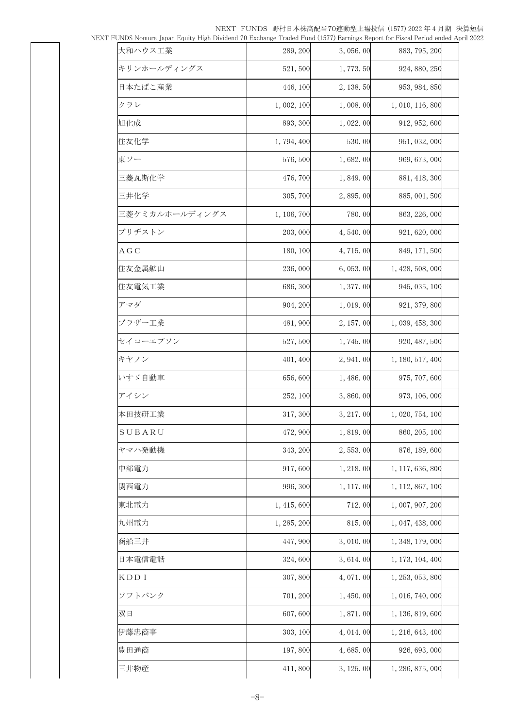| | | | | |
|---|---|---|---|---|
| 大和ハウス工業 | 289, 200 | 3, 056. 00 | 883, 795, 200 | |
| キリンホールディングス | 521, 500 | 1, 773. 50 | 924, 880, 250 | |
| 日本たばこ産業 | 446, 100 | 2, 138. 50 | 953, 984, 850 | |
| クラレ | 1, 002, 100 | 1, 008. 00 | 1, 010, 116, 800 | |
| 旭化成 | 893, 300 | 1, 022. 00 | 912, 952, 600 | |
| 住友化学 | 1, 794, 400 | 530. 00 | 951, 032, 000 | |
| 東ソー | 576, 500 | 1, 682. 00 | 969, 673, 000 | |
| 三菱瓦斯化学 | 476, 700 | 1, 849. 00 | 881, 418, 300 | |
| 三井化学 | 305, 700 | 2, 895. 00 | 885, 001, 500 | |
| 三菱ケミカルホールディングス | 1, 106, 700 | 780. 00 | 863, 226, 000 | |
| ブリヂストン | 203, 000 | 4, 540. 00 | 921, 620, 000 | |
| ＡＧＣ | 180, 100 | 4, 715. 00 | 849, 171, 500 | |
| 住友金属鉱山 | 236, 000 | 6, 053. 00 | 1, 428, 508, 000 | |
| 住友電気工業 | 686, 300 | 1, 377. 00 | 945, 035, 100 | |
| アマダ | 904, 200 | 1, 019. 00 | 921, 379, 800 | |
| ブラザー工業 | 481, 900 | 2, 157. 00 | 1, 039, 458, 300 | |
| セイコーエプソン | 527, 500 | 1, 745. 00 | 920, 487, 500 | |
| キヤノン | 401, 400 | 2, 941. 00 | 1, 180, 517, 400 | |
| いすゞ自動車 | 656, 600 | 1, 486. 00 | 975, 707, 600 | |
| アイシン | 252, 100 | 3, 860. 00 | 973, 106, 000 | |
| 本田技研工業 | 317, 300 | 3, 217. 00 | 1, 020, 754, 100 | |
| ＳＵＢＡＲＵ | 472, 900 | 1, 819. 00 | 860, 205, 100 | |
| ヤマハ発動機 | 343, 200 | 2, 553. 00 | 876, 189, 600 | |
| 中部電力 | 917, 600 | 1, 218. 00 | 1, 117, 636, 800 | |
| 関西電力 | 996, 300 | 1, 117. 00 | 1, 112, 867, 100 | |
| 東北電力 | 1, 415, 600 | 712. 00 | 1, 007, 907, 200 | |
| 九州電力 | 1, 285, 200 | 815. 00 | 1, 047, 438, 000 | |
| 商船三井 | 447, 900 | 3, 010. 00 | 1, 348, 179, 000 | |
| 日本電信電話 | 324, 600 | 3, 614. 00 | 1, 173, 104, 400 | |
| ＫＤＤＩ | 307, 800 | 4, 071. 00 | 1, 253, 053, 800 | |
| ソフトバンク | 701, 200 | 1, 450. 00 | 1, 016, 740, 000 | |
| 双日 | 607, 600 | 1, 871. 00 | 1, 136, 819, 600 | |
| 伊藤忠商事 | 303, 100 | 4, 014. 00 | 1, 216, 643, 400 | |
| 豊田通商 | 197, 800 | 4, 685. 00 | 926, 693, 000 | |
| 三井物産 | 411, 800 | 3, 125. 00 | 1, 286, 875, 000 | |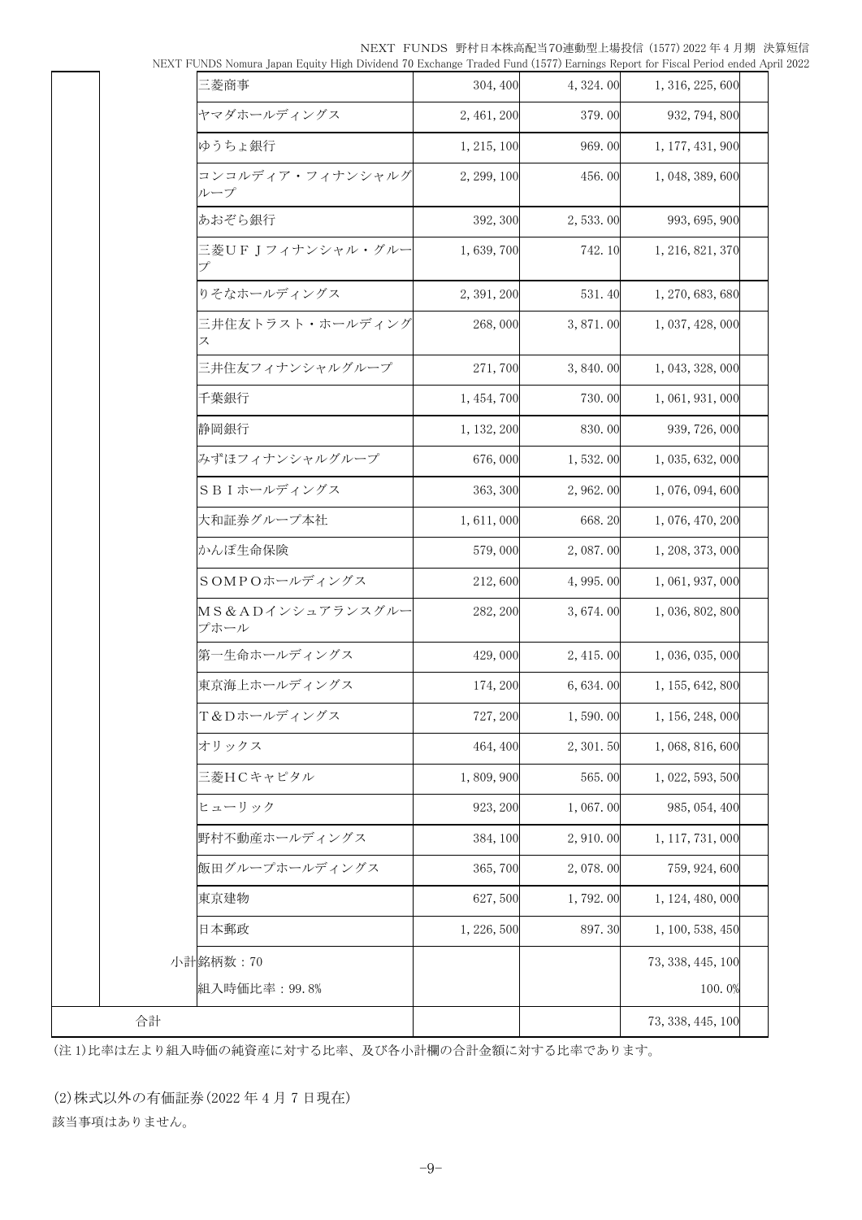| | | | | | |
|---|---|---|---|---|---|
| | 三菱商事 | 304,400 | 4,324.00 | 1,316,225,600 | |
| | ヤマダホールディングス | 2,461,200 | 379.00 | 932,794,800 | |
| | ゆうちょ銀行 | 1,215,100 | 969.00 | 1,177,431,900 | |
| | コンコルディア・フィナンシャルグループ | 2,299,100 | 456.00 | 1,048,389,600 | |
| | あおぞら銀行 | 392,300 | 2,533.00 | 993,695,900 | |
| | 三菱ＵＦＪフィナンシャル・グループ | 1,639,700 | 742.10 | 1,216,821,370 | |
| | りそなホールディングス | 2,391,200 | 531.40 | 1,270,683,680 | |
| | 三井住友トラスト・ホールディングス | 268,000 | 3,871.00 | 1,037,428,000 | |
| | 三井住友フィナンシャルグループ | 271,700 | 3,840.00 | 1,043,328,000 | |
| | 千葉銀行 | 1,454,700 | 730.00 | 1,061,931,000 | |
| | 静岡銀行 | 1,132,200 | 830.00 | 939,726,000 | |
| | みずほフィナンシャルグループ | 676,000 | 1,532.00 | 1,035,632,000 | |
| | ＳＢＩホールディングス | 363,300 | 2,962.00 | 1,076,094,600 | |
| | 大和証券グループ本社 | 1,611,000 | 668.20 | 1,076,470,200 | |
| | かんぽ生命保険 | 579,000 | 2,087.00 | 1,208,373,000 | |
| | ＳＯＭＰＯホールディングス | 212,600 | 4,995.00 | 1,061,937,000 | |
| | ＭＳ＆ＡＤインシュアランスグループホール | 282,200 | 3,674.00 | 1,036,802,800 | |
| | 第一生命ホールディングス | 429,000 | 2,415.00 | 1,036,035,000 | |
| | 東京海上ホールディングス | 174,200 | 6,634.00 | 1,155,642,800 | |
| | Ｔ＆Ｄホールディングス | 727,200 | 1,590.00 | 1,156,248,000 | |
| | オリックス | 464,400 | 2,301.50 | 1,068,816,600 | |
| | 三菱ＨＣキャピタル | 1,809,900 | 565.00 | 1,022,593,500 | |
| | ヒューリック | 923,200 | 1,067.00 | 985,054,400 | |
| | 野村不動産ホールディングス | 384,100 | 2,910.00 | 1,117,731,000 | |
| | 飯田グループホールディングス | 365,700 | 2,078.00 | 759,924,600 | |
| | 東京建物 | 627,500 | 1,792.00 | 1,124,480,000 | |
| | 日本郵政 | 1,226,500 | 897.30 | 1,100,538,450 | |
| 小計 | 銘柄数：70<br>組入時価比率：99.8% | | | 73,338,445,100<br>100.0% | |
| 合計 | | | | 73,338,445,100 | |

(注1)比率は左より組入時価の純資産に対する比率、及び各小計欄の合計金額に対する比率であります。

(2)株式以外の有価証券(2022年4月7日現在)

該当事項はありません。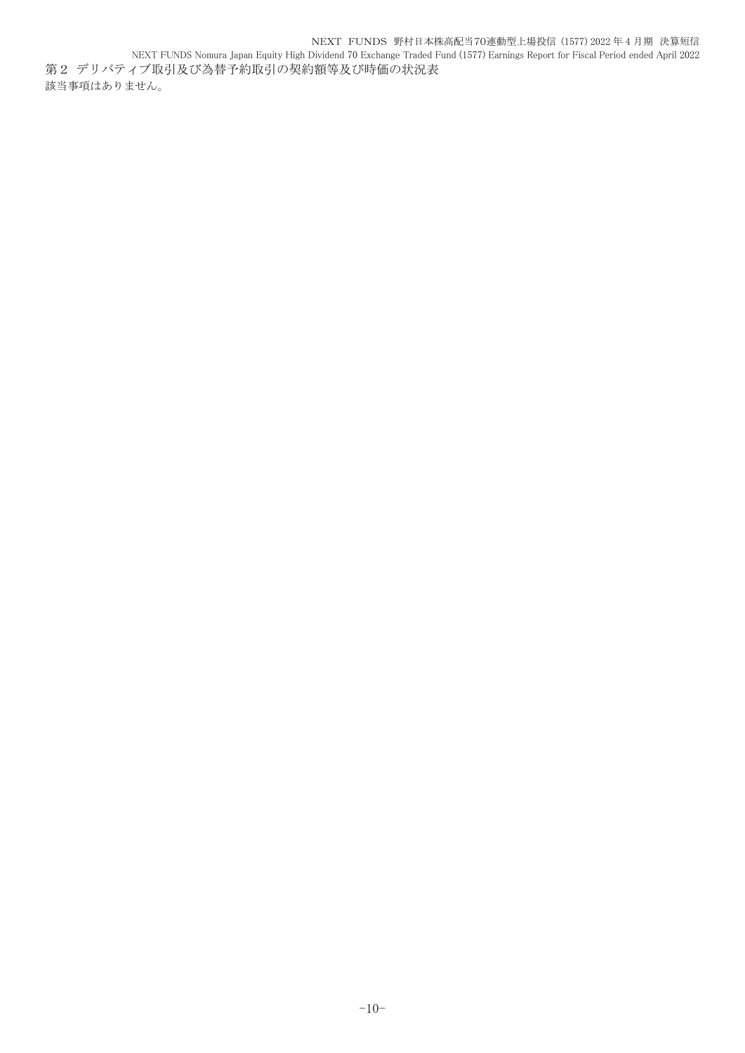## 第２ デリバティブ取引及び為替予約取引の契約額等及び時価の状況表

該当事項はありません。